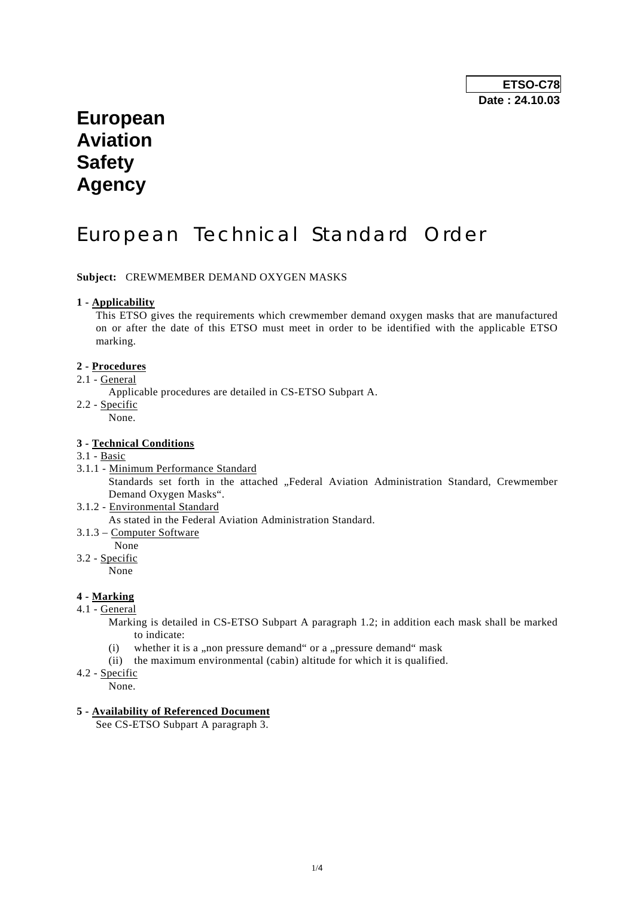**ETSO-C78**
**Date : 24.10.03**

# European Aviation Safety Agency

# European Technical Standard Order

**Subject:** CREWMEMBER DEMAND OXYGEN MASKS

**1 - Applicability**

This ETSO gives the requirements which crewmember demand oxygen masks that are manufactured on or after the date of this ETSO must meet in order to be identified with the applicable ETSO marking.

**2 - Procedures**

2.1 - General

Applicable procedures are detailed in CS-ETSO Subpart A.

2.2 - Specific

None.

**3 - Technical Conditions**

3.1 - Basic

3.1.1 - Minimum Performance Standard

Standards set forth in the attached „Federal Aviation Administration Standard, Crewmember Demand Oxygen Masks".

3.1.2 - Environmental Standard

As stated in the Federal Aviation Administration Standard.

3.1.3 – Computer Software

None

3.2 - Specific

None

**4 - Marking**

4.1 - General

Marking is detailed in CS-ETSO Subpart A paragraph 1.2; in addition each mask shall be marked to indicate:

(i) whether it is a „non pressure demand" or a „pressure demand" mask

(ii) the maximum environmental (cabin) altitude for which it is qualified.

4.2 - Specific

None.

**5 - Availability of Referenced Document**

See CS-ETSO Subpart A paragraph 3.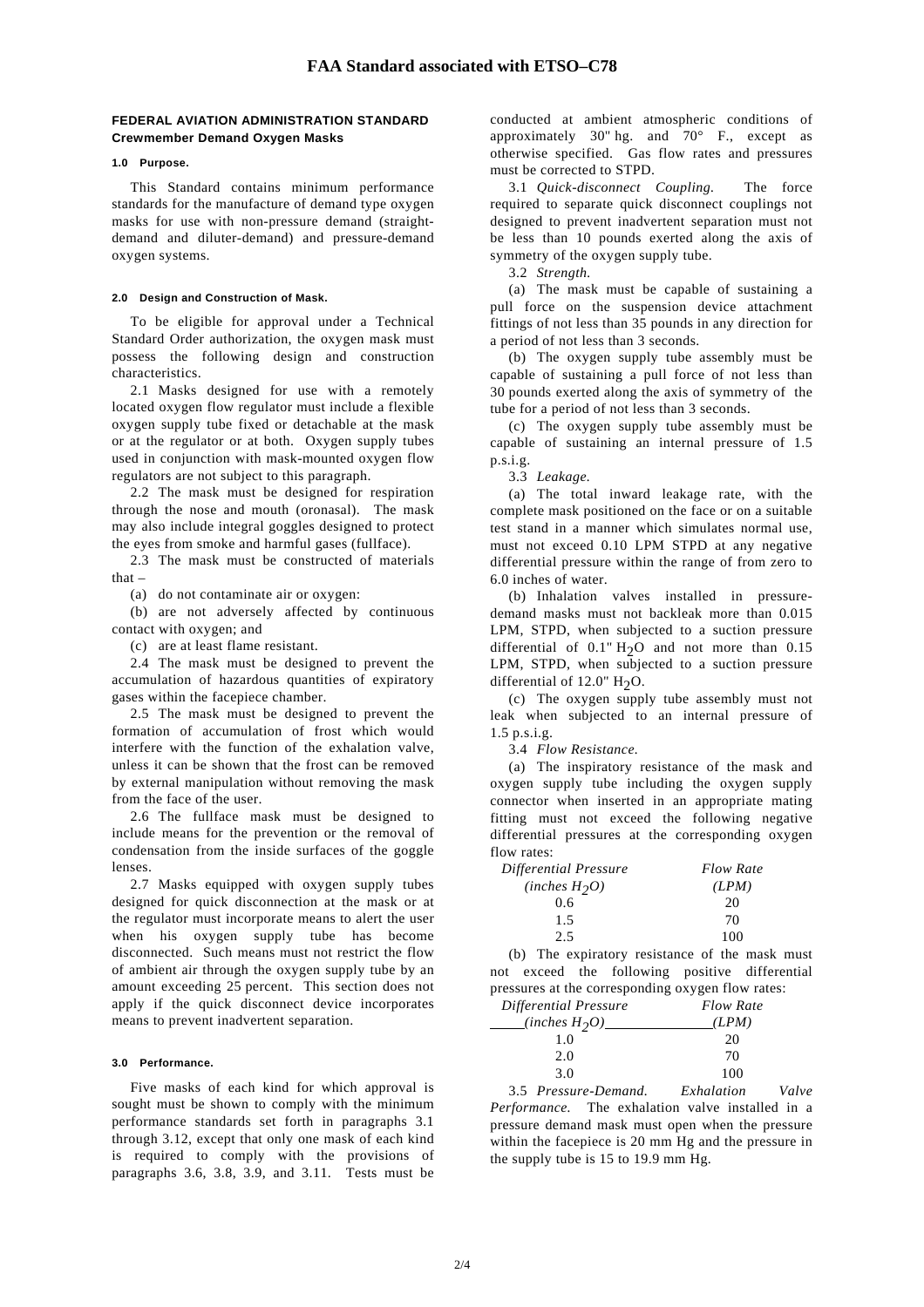# FAA Standard associated with ETSO–C78

**FEDERAL AVIATION ADMINISTRATION STANDARD**
**Crewmember Demand Oxygen Masks**

### 1.0 Purpose.

This Standard contains minimum performance standards for the manufacture of demand type oxygen masks for use with non-pressure demand (straight-demand and diluter-demand) and pressure-demand oxygen systems.

### 2.0 Design and Construction of Mask.

To be eligible for approval under a Technical Standard Order authorization, the oxygen mask must possess the following design and construction characteristics.

2.1 Masks designed for use with a remotely located oxygen flow regulator must include a flexible oxygen supply tube fixed or detachable at the mask or at the regulator or at both. Oxygen supply tubes used in conjunction with mask-mounted oxygen flow regulators are not subject to this paragraph.

2.2 The mask must be designed for respiration through the nose and mouth (oronasal). The mask may also include integral goggles designed to protect the eyes from smoke and harmful gases (fullface).

2.3 The mask must be constructed of materials that –

(a) do not contaminate air or oxygen:

(b) are not adversely affected by continuous contact with oxygen; and

(c) are at least flame resistant.

2.4 The mask must be designed to prevent the accumulation of hazardous quantities of expiratory gases within the facepiece chamber.

2.5 The mask must be designed to prevent the formation of accumulation of frost which would interfere with the function of the exhalation valve, unless it can be shown that the frost can be removed by external manipulation without removing the mask from the face of the user.

2.6 The fullface mask must be designed to include means for the prevention or the removal of condensation from the inside surfaces of the goggle lenses.

2.7 Masks equipped with oxygen supply tubes designed for quick disconnection at the mask or at the regulator must incorporate means to alert the user when his oxygen supply tube has become disconnected. Such means must not restrict the flow of ambient air through the oxygen supply tube by an amount exceeding 25 percent. This section does not apply if the quick disconnect device incorporates means to prevent inadvertent separation.

### 3.0 Performance.

Five masks of each kind for which approval is sought must be shown to comply with the minimum performance standards set forth in paragraphs 3.1 through 3.12, except that only one mask of each kind is required to comply with the provisions of paragraphs 3.6, 3.8, 3.9, and 3.11. Tests must be conducted at ambient atmospheric conditions of approximately 30" hg. and 70° F., except as otherwise specified. Gas flow rates and pressures must be corrected to STPD.

3.1 *Quick-disconnect Coupling.* The force required to separate quick disconnect couplings not designed to prevent inadvertent separation must not be less than 10 pounds exerted along the axis of symmetry of the oxygen supply tube.

3.2 *Strength.*

(a) The mask must be capable of sustaining a pull force on the suspension device attachment fittings of not less than 35 pounds in any direction for a period of not less than 3 seconds.

(b) The oxygen supply tube assembly must be capable of sustaining a pull force of not less than 30 pounds exerted along the axis of symmetry of the tube for a period of not less than 3 seconds.

(c) The oxygen supply tube assembly must be capable of sustaining an internal pressure of 1.5 p.s.i.g.

3.3 *Leakage.*

(a) The total inward leakage rate, with the complete mask positioned on the face or on a suitable test stand in a manner which simulates normal use, must not exceed 0.10 LPM STPD at any negative differential pressure within the range of from zero to 6.0 inches of water.

(b) Inhalation valves installed in pressure-demand masks must not backleak more than 0.015 LPM, STPD, when subjected to a suction pressure differential of 0.1" $H_2O$ and not more than 0.15 LPM, STPD, when subjected to a suction pressure differential of 12.0" $H_2O$.

(c) The oxygen supply tube assembly must not leak when subjected to an internal pressure of 1.5 p.s.i.g.

3.4 *Flow Resistance.*

(a) The inspiratory resistance of the mask and oxygen supply tube including the oxygen supply connector when inserted in an appropriate mating fitting must not exceed the following negative differential pressures at the corresponding oxygen flow rates:

| *Differential Pressure (inches $H_2O$)* | *Flow Rate (LPM)* |
|---|---|
| 0.6 | 20 |
| 1.5 | 70 |
| 2.5 | 100 |

(b) The expiratory resistance of the mask must not exceed the following positive differential pressures at the corresponding oxygen flow rates:

| *Differential Pressure (inches $H_2O$)* | *Flow Rate (LPM)* |
|---|---|
| 1.0 | 20 |
| 2.0 | 70 |
| 3.0 | 100 |

3.5 *Pressure-Demand. Exhalation Valve Performance.* The exhalation valve installed in a pressure demand mask must open when the pressure within the facepiece is 20 mm Hg and the pressure in the supply tube is 15 to 19.9 mm Hg.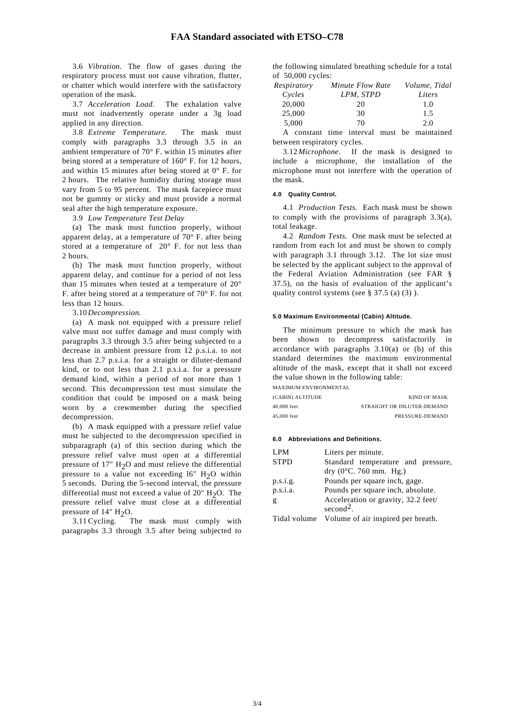3.6 *Vibration.* The flow of gases during the respiratory process must not cause vibration, flutter, or chatter which would interfere with the satisfactory operation of the mask.

3.7 *Acceleration Load.* The exhalation valve must not inadvertently operate under a 3g load applied in any direction.

3.8 *Extreme Temperature.* The mask must comply with paragraphs 3.3 through 3.5 in an ambient temperature of 70° F. within 15 minutes after being stored at a temperature of 160° F. for 12 hours, and within 15 minutes after being stored at 0° F. for 2 hours. The relative humidity during storage must vary from 5 to 95 percent. The mask facepiece must not be gummy or sticky and must provide a normal seal after the high temperature exposure.

3.9 *Low Temperature Test Delay*

(a) The mask must function properly, without apparent delay, at a temperature of 70° F. after being stored at a temperature of 20° F. for not less than 2 hours.

(b) The mask must function properly, without apparent delay, and continue for a period of not less than 15 minutes when tested at a temperature of 20° F. after being stored at a temperature of 70° F. for not less than 12 hours.

3.10 *Decompression.*

(a) A mask not equipped with a pressure relief valve must not suffer damage and must comply with paragraphs 3.3 through 3.5 after being subjected to a decrease in ambient pressure from 12 p.s.i.a. to not less than 2.7 p.s.i.a. for a straight or diluter-demand kind, or to not less than 2.1 p.s.i.a. for a pressure demand kind, within a period of not more than 1 second. This decompression test must simulate the condition that could be imposed on a mask being worn by a crewmember during the specified decompression.

(b) A mask equipped with a pressure relief value must be subjected to the decompression specified in subparagraph (a) of this section during which the pressure relief valve must open at a differential pressure of 17" $H_2O$ and must relieve the differential pressure to a value not exceeding l6" $H_2O$ within 5 seconds. During the 5-second interval, the pressure differential must not exceed a value of 20" $H_2O$. The pressure relief valve must close at a differential pressure of 14" $H_2O$.

3.11 Cycling. The mask must comply with paragraphs 3.3 through 3.5 after being subjected to the following simulated breathing schedule for a total of 50,000 cycles:

| *Respiratory Cycles* | *Minute Flow Rate LPM, STPD* | *Volume, Tidal Liters* |
|---|---|---|
| 20,000 | 20 | 1.0 |
| 25,000 | 30 | 1.5 |
| 5,000 | 70 | 2.0 |

A constant time interval must be maintained between respiratory cycles.

3.12 *Microphone.* If the mask is designed to include a microphone, the installation of the microphone must not interfere with the operation of the mask.

#### 4.0 Quality Control.

4.1 *Production Tests.* Each mask must be shown to comply with the provisions of paragraph 3.3(a), total leakage.

4.2 *Random Tests.* One mask must be selected at random from each lot and must be shown to comply with paragraph 3.1 through 3.12. The lot size must be selected by the applicant subject to the approval of the Federal Aviation Administration (see FAR § 37.5), on the basis of evaluation of the applicant's quality control systems (see § 37.5 (a) (3) ).

#### 5.0 Maximum Environmental (Cabin) Altitude.

The minimum pressure to which the mask has been shown to decompress satisfactorily in accordance with paragraphs 3.10(a) or (b) of this standard determines the maximum environmental altitude of the mask, except that it shall not exceed the value shown in the following table:

| MAXIMUM ENVIRONMENTAL (CABIN) ALTITUDE | KIND OF MASK |
|---|---|
| 40,000 feet | STRAIGHT OR DILUTER-DEMAND |
| 45,000 feet | PRESSURE-DEMAND |

#### 6.0 Abbreviations and Definitions.

| | |
|---|---|
| LPM | Liters per minute. |
| STPD | Standard temperature and pressure, dry (0°C. 760 mm. Hg.) |
| p.s.i.g. | Pounds per square inch, gage. |
| p.s.i.a. | Pounds per square inch, absolute. |
| g | Acceleration or gravity, 32.2 feet/ $second^2$. |
| Tidal volume | Volume of air inspired per breath. |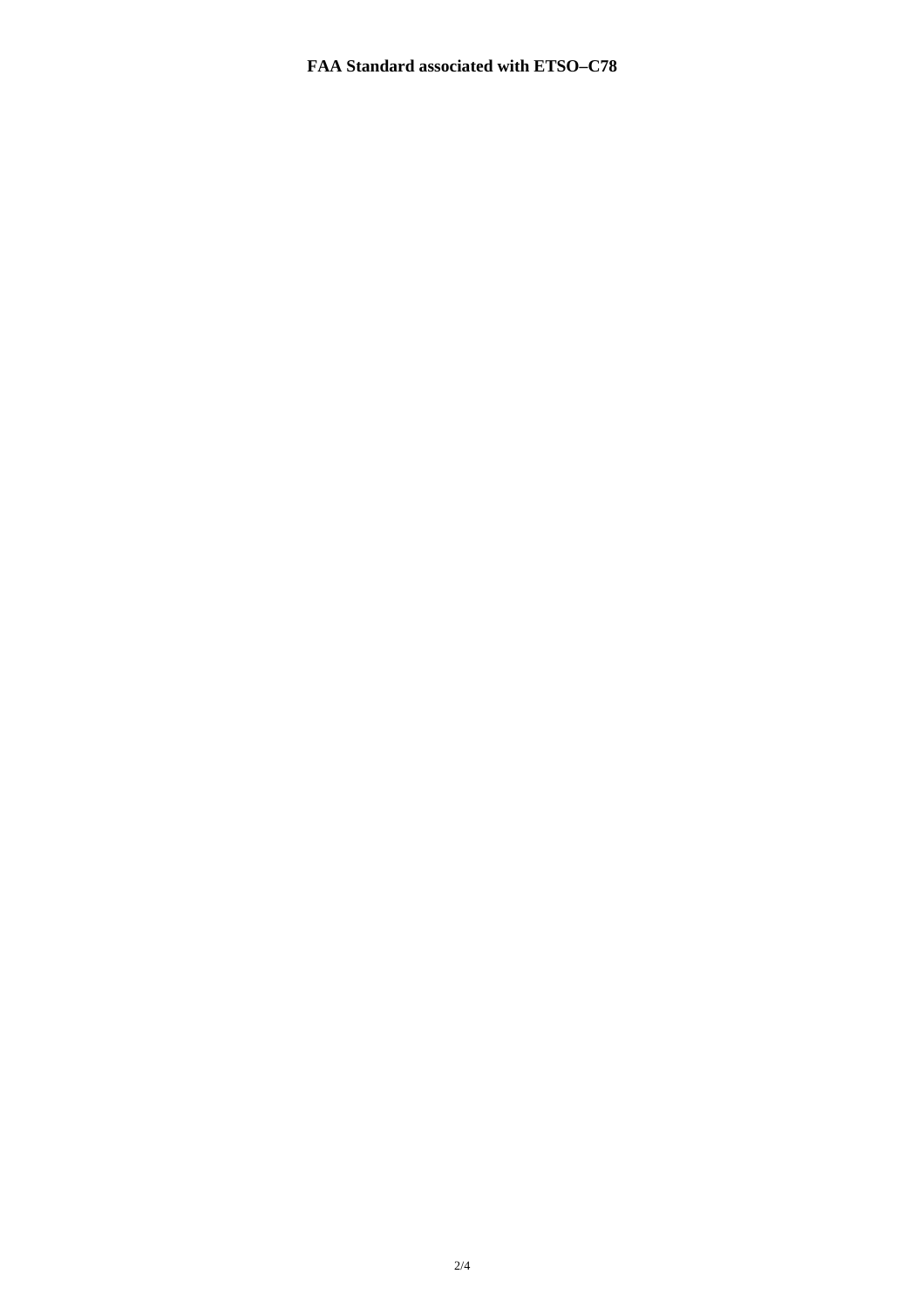**FAA Standard associated with ETSO–C78**